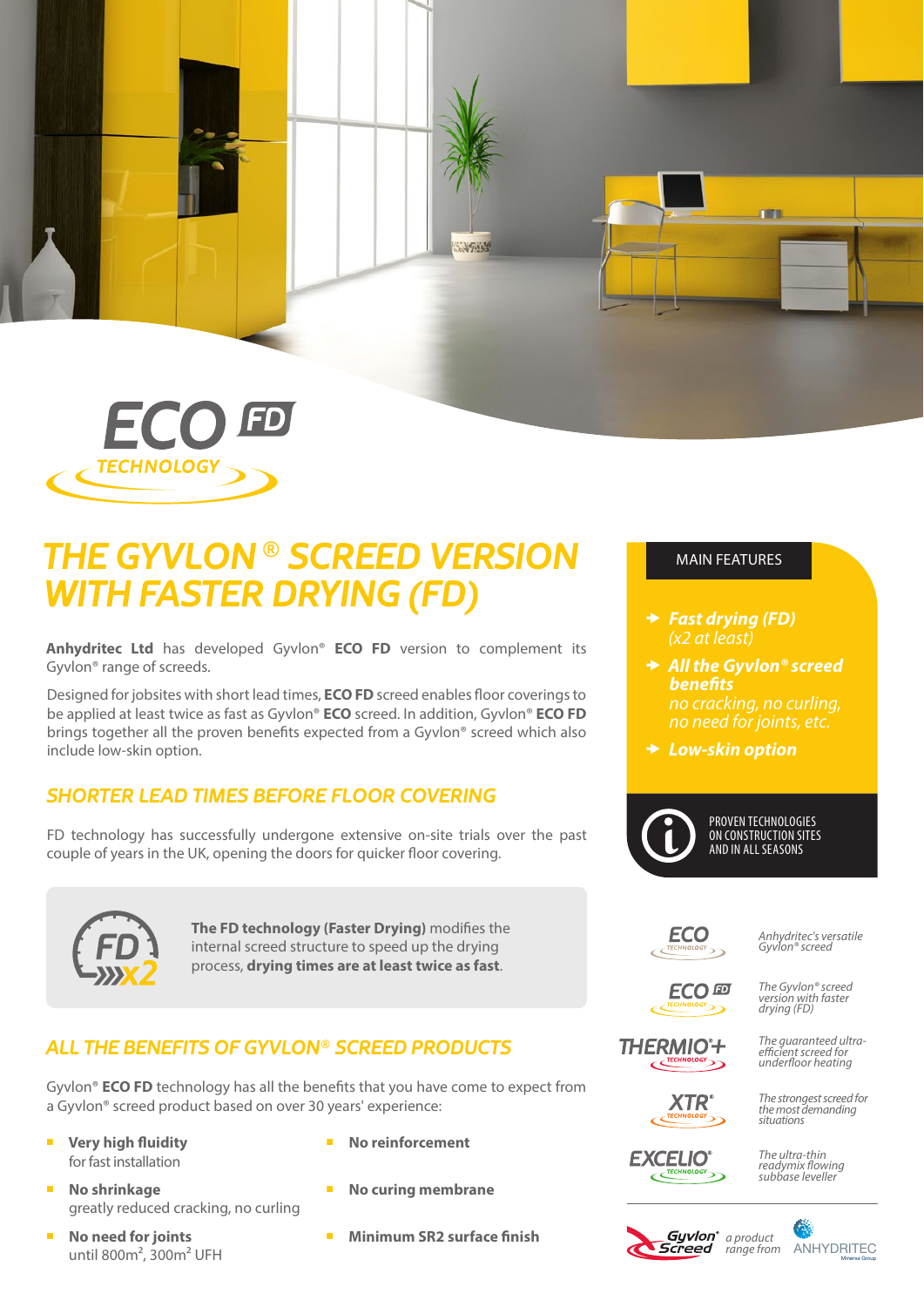ECO FD TECHNOLOGY

# THE GYVLON® SCREED VERSION WITH FASTER DRYING (FD)

**Anhydritec Ltd** has developed Gyvlon® **ECO FD** version to complement its Gyvlon® range of screeds.

Designed for jobsites with short lead times, **ECO FD** screed enables floor coverings to be applied at least twice as fast as Gyvlon® **ECO** screed. In addition, Gyvlon® **ECO FD** brings together all the proven benefits expected from a Gyvlon® screed which also include low-skin option.

## SHORTER LEAD TIMES BEFORE FLOOR COVERING

FD technology has successfully undergone extensive on-site trials over the past couple of years in the UK, opening the doors for quicker floor covering.

FD x2

**The FD technology (Faster Drying)** modifies the internal screed structure to speed up the drying process, **drying times are at least twice as fast**.

## ALL THE BENEFITS OF GYVLON® SCREED PRODUCTS

Gyvlon® **ECO FD** technology has all the benefits that you have come to expect from a Gyvlon® screed product based on over 30 years' experience:

- **Very high fluidity**
  for fast installation
- **No shrinkage**
  greatly reduced cracking, no curling
- **No need for joints**
  until 800m², 300m² UFH
- **No reinforcement**
- **No curing membrane**
- **Minimum SR2 surface finish**

### MAIN FEATURES

- ***Fast drying (FD)***
  *(x2 at least)*
- ***All the Gyvlon® screed benefits***
  *no cracking, no curling, no need for joints, etc.*
- ***Low-skin option***

PROVEN TECHNOLOGIES ON CONSTRUCTION SITES AND IN ALL SEASONS

- **ECO TECHNOLOGY** – *Anhydritec's versatile Gyvlon® screed*
- **ECO FD TECHNOLOGY** – *The Gyvlon® screed version with faster drying (FD)*
- **THERMIO®+ TECHNOLOGY** – *The guaranteed ultra-efficient screed for underfloor heating*
- **XTR® TECHNOLOGY** – *The strongest screed for the most demanding situations*
- **EXCELIO® TECHNOLOGY** – *The ultra-thin readymix flowing subbase leveller*

Gyvlon® Screed *a product range from* ANHYDRITEC Minerva Group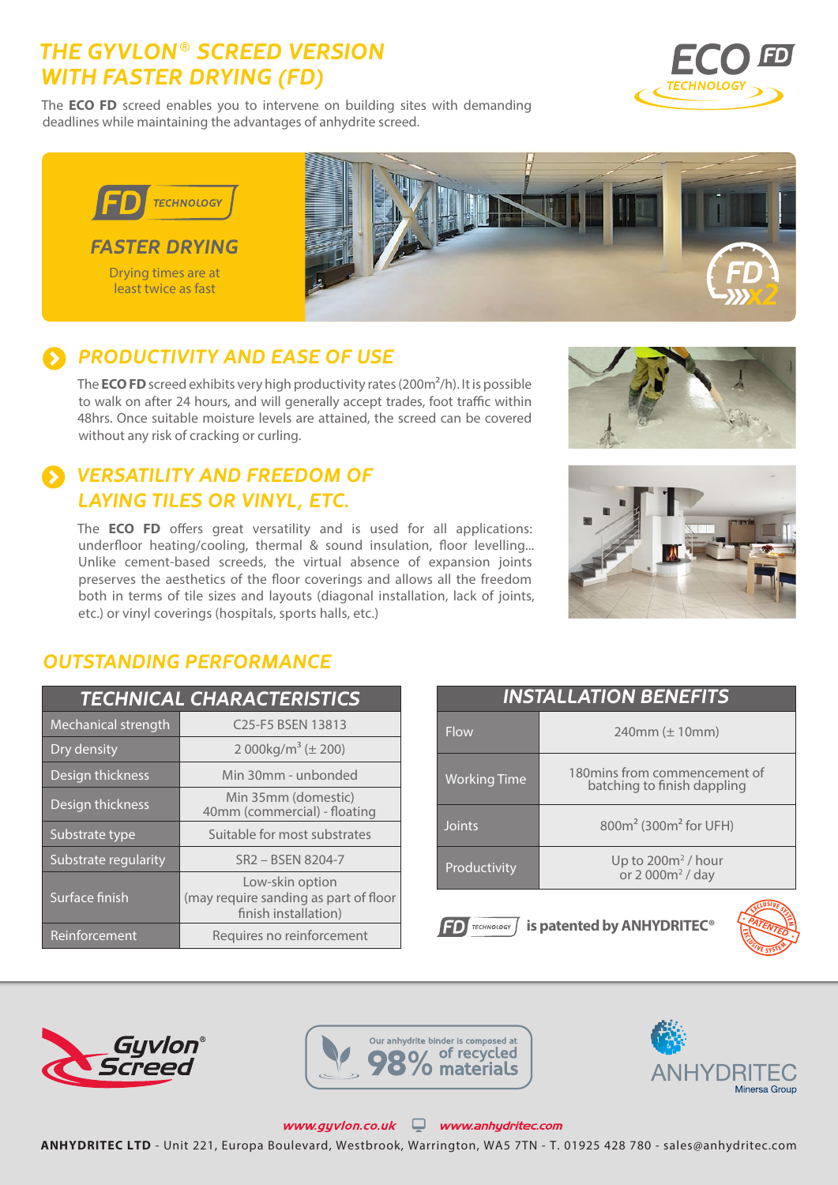# THE GYVLON® SCREED VERSION WITH FASTER DRYING (FD)

ECO FD TECHNOLOGY

The **ECO FD** screed enables you to intervene on building sites with demanding deadlines while maintaining the advantages of anhydrite screed.

FD TECHNOLOGY

**FASTER DRYING**

Drying times are at least twice as fast

FD x2

## PRODUCTIVITY AND EASE OF USE

The **ECO FD** screed exhibits very high productivity rates (200m²/h). It is possible to walk on after 24 hours, and will generally accept trades, foot traffic within 48hrs. Once suitable moisture levels are attained, the screed can be covered without any risk of cracking or curling.

## VERSATILITY AND FREEDOM OF LAYING TILES OR VINYL, ETC.

The **ECO FD** offers great versatility and is used for all applications: underfloor heating/cooling, thermal & sound insulation, floor levelling... Unlike cement-based screeds, the virtual absence of expansion joints preserves the aesthetics of the floor coverings and allows all the freedom both in terms of tile sizes and layouts (diagonal installation, lack of joints, etc.) or vinyl coverings (hospitals, sports halls, etc.)

## OUTSTANDING PERFORMANCE

| TECHNICAL CHARACTERISTICS | |
|---|---|
| Mechanical strength | C25-F5 BSEN 13813 |
| Dry density | 2 000kg/m³ (± 200) |
| Design thickness | Min 30mm - unbonded |
| Design thickness | Min 35mm (domestic)<br>40mm (commercial) - floating |
| Substrate type | Suitable for most substrates |
| Substrate regularity | SR2 – BSEN 8204-7 |
| Surface finish | Low-skin option<br>(may require sanding as part of floor finish installation) |
| Reinforcement | Requires no reinforcement |

| INSTALLATION BENEFITS | |
|---|---|
| Flow | 240mm (± 10mm) |
| Working Time | 180mins from commencement of batching to finish dappling |
| Joints | 800m² (300m² for UFH) |
| Productivity | Up to 200m² / hour<br>or 2 000m² / day |

FD TECHNOLOGY is patented by ANHYDRITEC®

EXCLUSIVE SYSTEM · PATENTED

Gyvlon® Screed

Our anhydrite binder is composed at 98% of recycled materials

ANHYDRITEC Minersa Group

www.gyvlon.co.uk www.anhydritec.com

**ANHYDRITEC LTD** - Unit 221, Europa Boulevard, Westbrook, Warrington, WA5 7TN - T. 01925 428 780 - sales@anhydritec.com